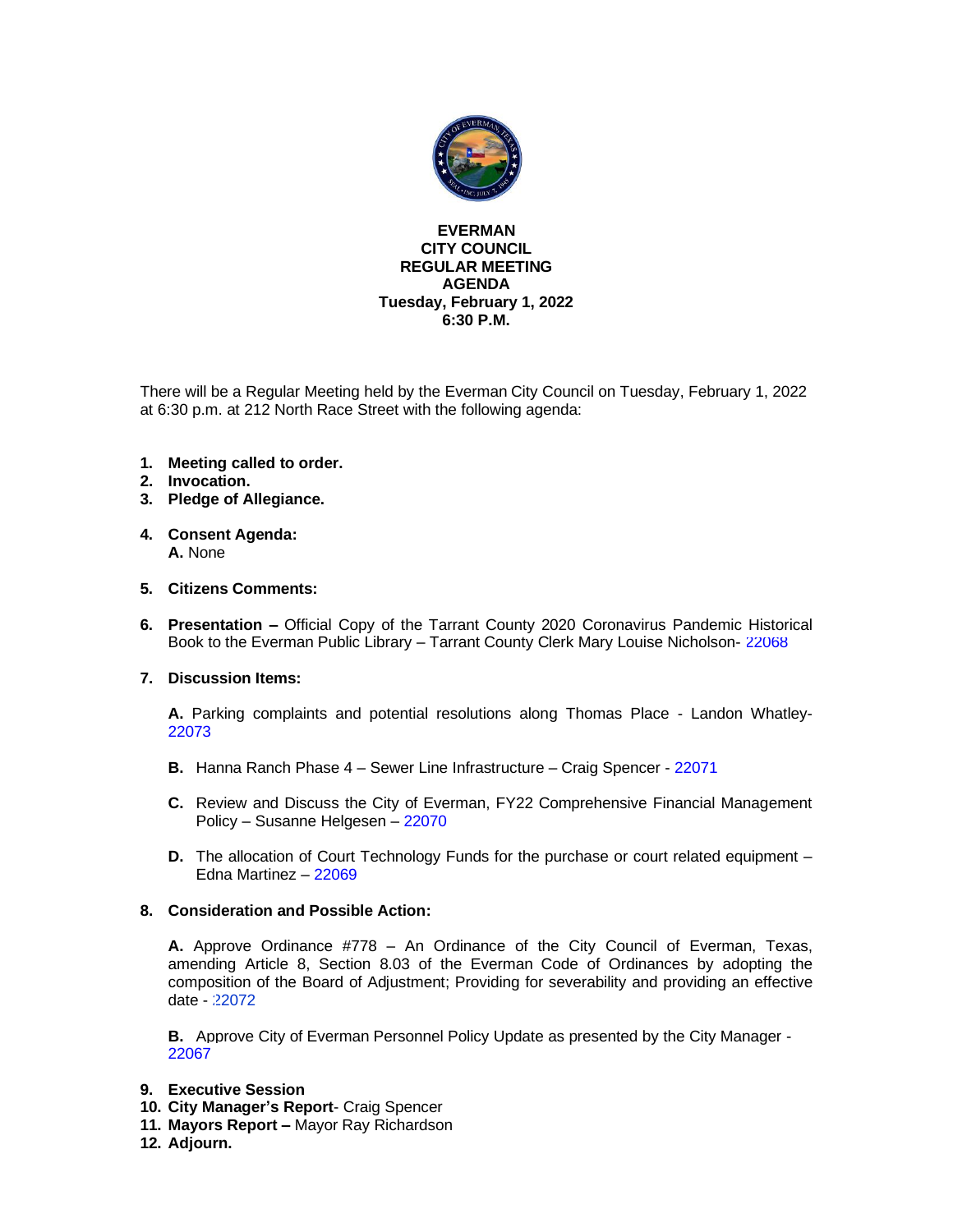# EVERMAN
# CITY COUNCIL
# REGULAR MEETING
# AGENDA
## Tuesday, February 1, 2022
## 6:30 P.M.

There will be a Regular Meeting held by the Everman City Council on Tuesday, February 1, 2022 at 6:30 p.m. at 212 North Race Street with the following agenda:

1. **Meeting called to order.**
2. **Invocation.**
3. **Pledge of Allegiance.**

4. **Consent Agenda:**
   **A.** None

5. **Citizens Comments:**

6. **Presentation –** Official Copy of the Tarrant County 2020 Coronavirus Pandemic Historical Book to the Everman Public Library – Tarrant County Clerk Mary Louise Nicholson- 22068

7. **Discussion Items:**

   **A.** Parking complaints and potential resolutions along Thomas Place - Landon Whatley- 22073

   **B.** Hanna Ranch Phase 4 – Sewer Line Infrastructure – Craig Spencer - 22071

   **C.** Review and Discuss the City of Everman, FY22 Comprehensive Financial Management Policy – Susanne Helgesen – 22070

   **D.** The allocation of Court Technology Funds for the purchase or court related equipment – Edna Martinez – 22069

8. **Consideration and Possible Action:**

   **A.** Approve Ordinance #778 – An Ordinance of the City Council of Everman, Texas, amending Article 8, Section 8.03 of the Everman Code of Ordinances by adopting the composition of the Board of Adjustment; Providing for severability and providing an effective date - 22072

   **B.** Approve City of Everman Personnel Policy Update as presented by the City Manager - 22067

9. **Executive Session**
10. **City Manager's Report**- Craig Spencer
11. **Mayors Report –** Mayor Ray Richardson
12. **Adjourn.**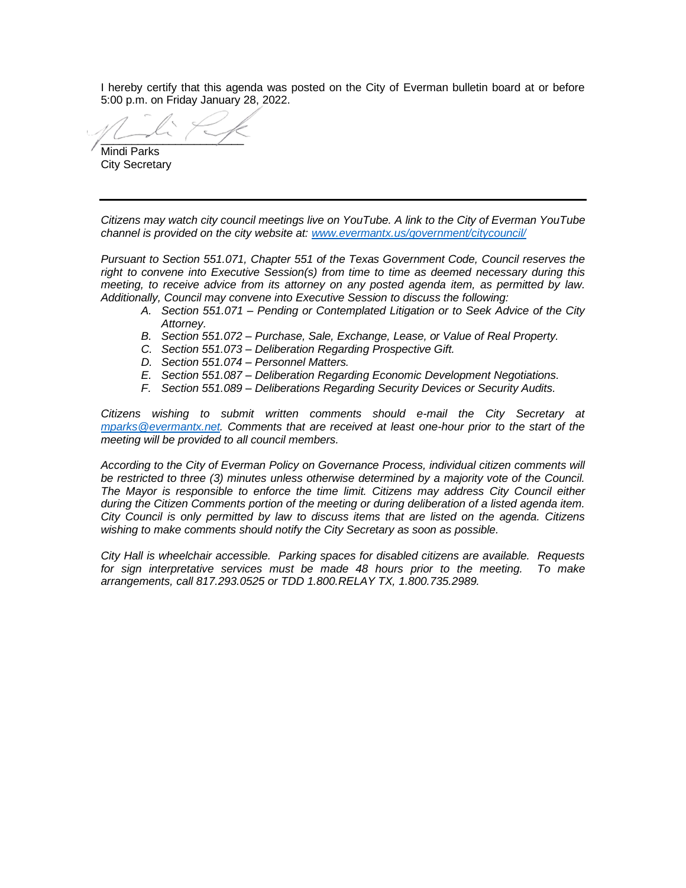I hereby certify that this agenda was posted on the City of Everman bulletin board at or before 5:00 p.m. on Friday January 28, 2022.

______________________
Mindi Parks
City Secretary

---

*Citizens may watch city council meetings live on YouTube. A link to the City of Everman YouTube channel is provided on the city website at: [www.evermantx.us/government/citycouncil/](www.evermantx.us/government/citycouncil/)*

*Pursuant to Section 551.071, Chapter 551 of the Texas Government Code, Council reserves the right to convene into Executive Session(s) from time to time as deemed necessary during this meeting, to receive advice from its attorney on any posted agenda item, as permitted by law. Additionally, Council may convene into Executive Session to discuss the following:*

A. *Section 551.071 – Pending or Contemplated Litigation or to Seek Advice of the City Attorney.*
B. *Section 551.072 – Purchase, Sale, Exchange, Lease, or Value of Real Property.*
C. *Section 551.073 – Deliberation Regarding Prospective Gift.*
D. *Section 551.074 – Personnel Matters.*
E. *Section 551.087 – Deliberation Regarding Economic Development Negotiations.*
F. *Section 551.089 – Deliberations Regarding Security Devices or Security Audits.*

*Citizens wishing to submit written comments should e-mail the City Secretary at [mparks@evermantx.net](mailto:mparks@evermantx.net). Comments that are received at least one-hour prior to the start of the meeting will be provided to all council members.*

*According to the City of Everman Policy on Governance Process, individual citizen comments will be restricted to three (3) minutes unless otherwise determined by a majority vote of the Council. The Mayor is responsible to enforce the time limit. Citizens may address City Council either during the Citizen Comments portion of the meeting or during deliberation of a listed agenda item. City Council is only permitted by law to discuss items that are listed on the agenda. Citizens wishing to make comments should notify the City Secretary as soon as possible.*

*City Hall is wheelchair accessible. Parking spaces for disabled citizens are available. Requests for sign interpretative services must be made 48 hours prior to the meeting. To make arrangements, call 817.293.0525 or TDD 1.800.RELAY TX, 1.800.735.2989.*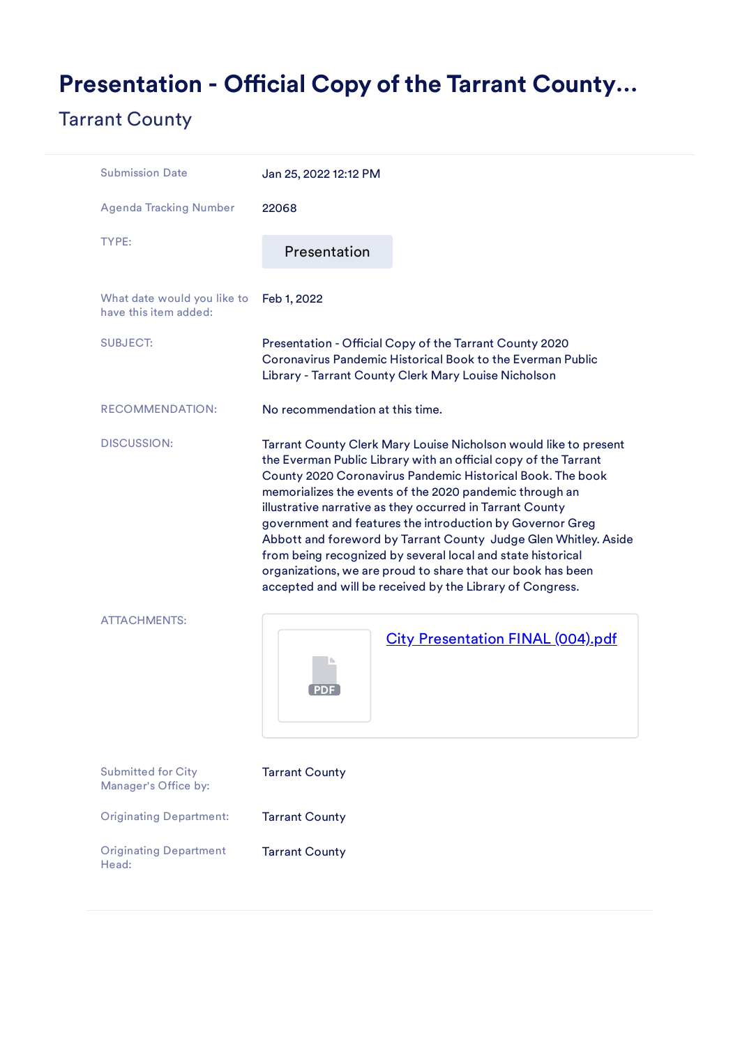# Presentation - Official Copy of the Tarrant County...

## Tarrant County

| | |
|---|---|
| Submission Date | Jan 25, 2022 12:12 PM |
| Agenda Tracking Number | 22068 |
| TYPE: | Presentation |
| What date would you like to have this item added: | Feb 1, 2022 |
| SUBJECT: | Presentation - Official Copy of the Tarrant County 2020 Coronavirus Pandemic Historical Book to the Everman Public Library - Tarrant County Clerk Mary Louise Nicholson |
| RECOMMENDATION: | No recommendation at this time. |
| DISCUSSION: | Tarrant County Clerk Mary Louise Nicholson would like to present the Everman Public Library with an official copy of the Tarrant County 2020 Coronavirus Pandemic Historical Book. The book memorializes the events of the 2020 pandemic through an illustrative narrative as they occurred in Tarrant County government and features the introduction by Governor Greg Abbott and foreword by Tarrant County Judge Glen Whitley. Aside from being recognized by several local and state historical organizations, we are proud to share that our book has been accepted and will be received by the Library of Congress. |
| ATTACHMENTS: | City Presentation FINAL (004).pdf |
| Submitted for City Manager's Office by: | Tarrant County |
| Originating Department: | Tarrant County |
| Originating Department Head: | Tarrant County |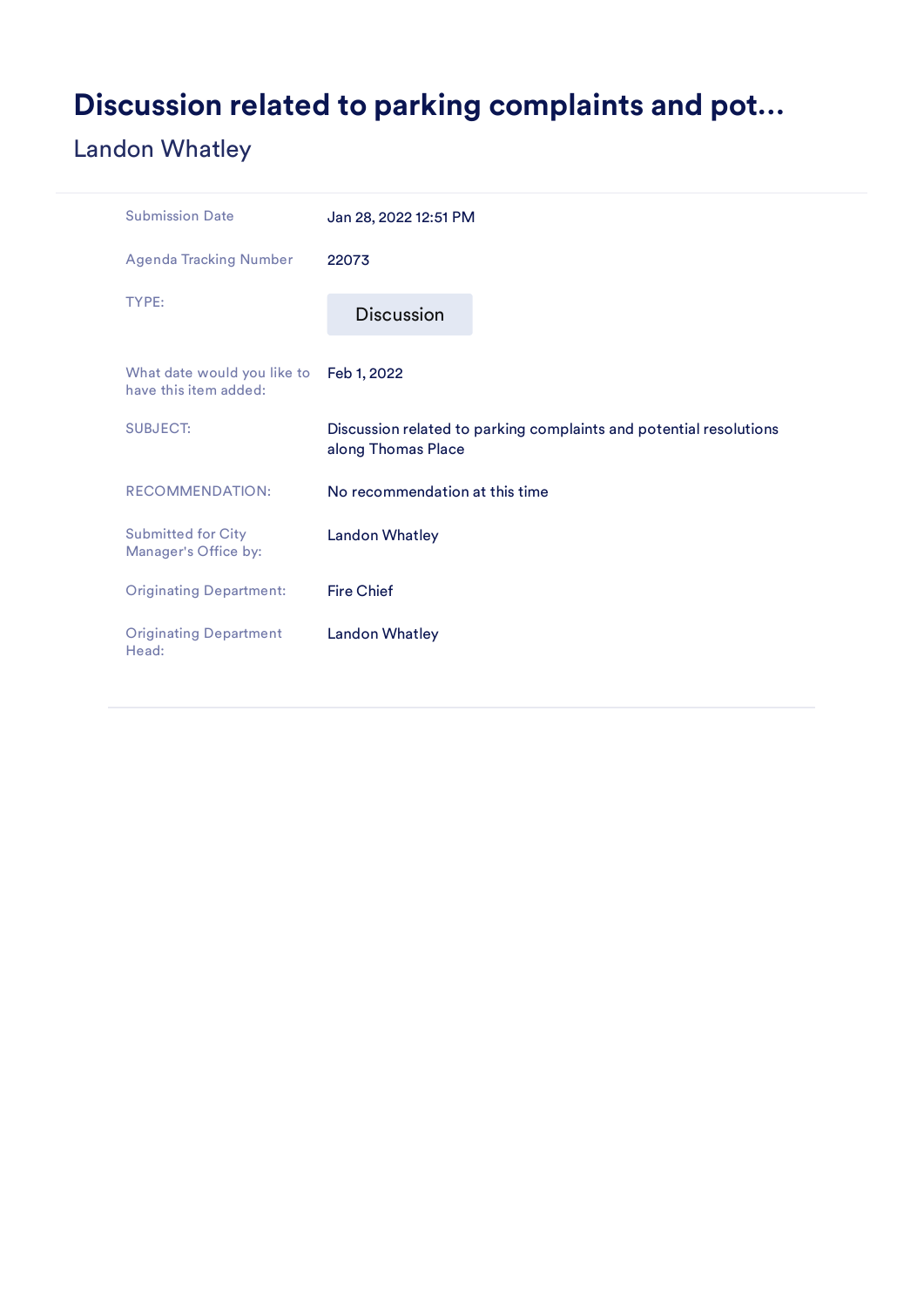# Discussion related to parking complaints and pot...

## Landon Whatley

| | |
|---|---|
| Submission Date | Jan 28, 2022 12:51 PM |
| Agenda Tracking Number | 22073 |
| TYPE: | Discussion |
| What date would you like to have this item added: | Feb 1, 2022 |
| SUBJECT: | Discussion related to parking complaints and potential resolutions along Thomas Place |
| RECOMMENDATION: | No recommendation at this time |
| Submitted for City Manager's Office by: | Landon Whatley |
| Originating Department: | Fire Chief |
| Originating Department Head: | Landon Whatley |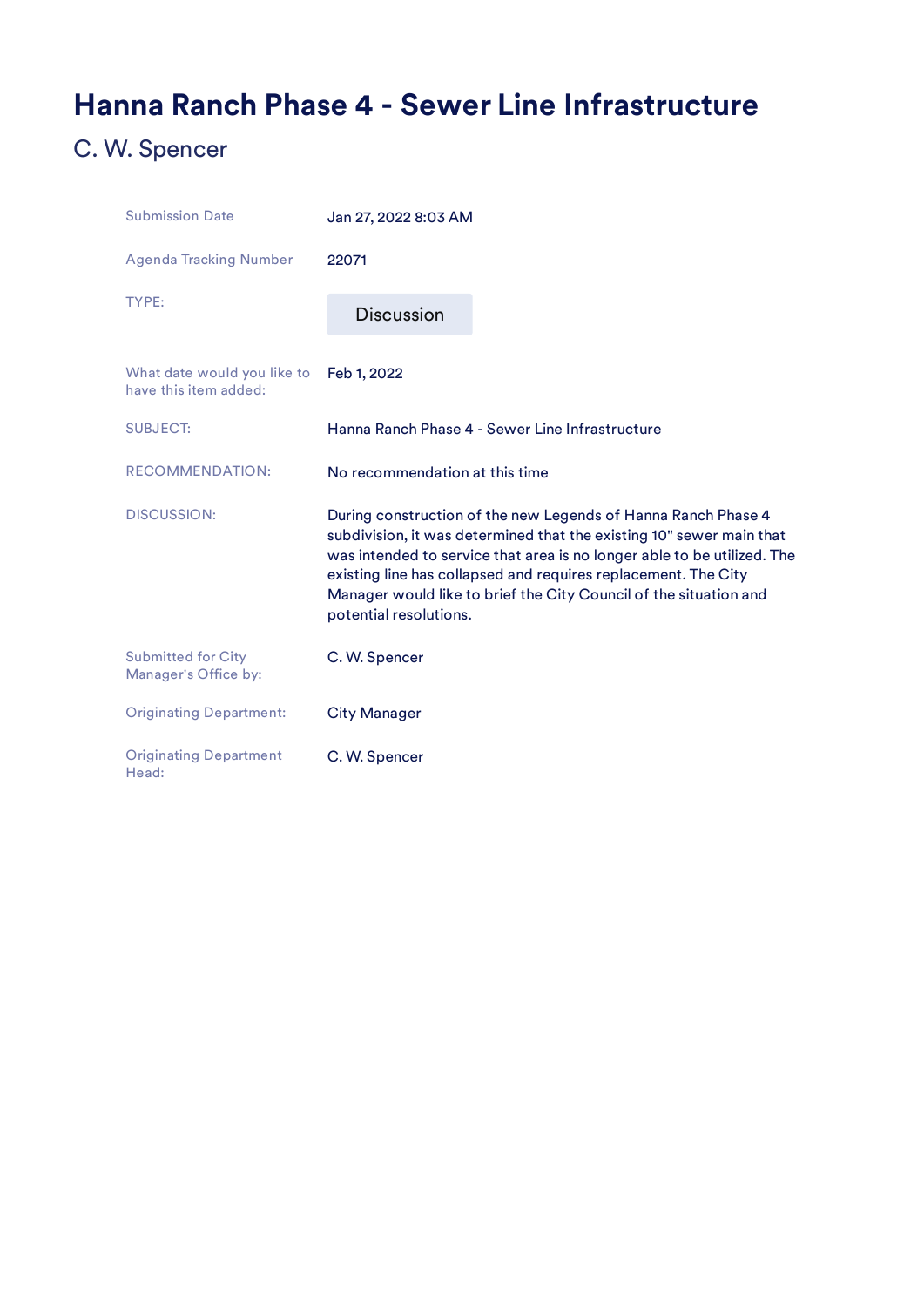# Hanna Ranch Phase 4 - Sewer Line Infrastructure

C. W. Spencer

| | |
|---|---|
| Submission Date | Jan 27, 2022 8:03 AM |
| Agenda Tracking Number | 22071 |
| TYPE: | Discussion |
| What date would you like to have this item added: | Feb 1, 2022 |
| SUBJECT: | Hanna Ranch Phase 4 - Sewer Line Infrastructure |
| RECOMMENDATION: | No recommendation at this time |
| DISCUSSION: | During construction of the new Legends of Hanna Ranch Phase 4 subdivision, it was determined that the existing 10" sewer main that was intended to service that area is no longer able to be utilized. The existing line has collapsed and requires replacement. The City Manager would like to brief the City Council of the situation and potential resolutions. |
| Submitted for City Manager's Office by: | C. W. Spencer |
| Originating Department: | City Manager |
| Originating Department Head: | C. W. Spencer |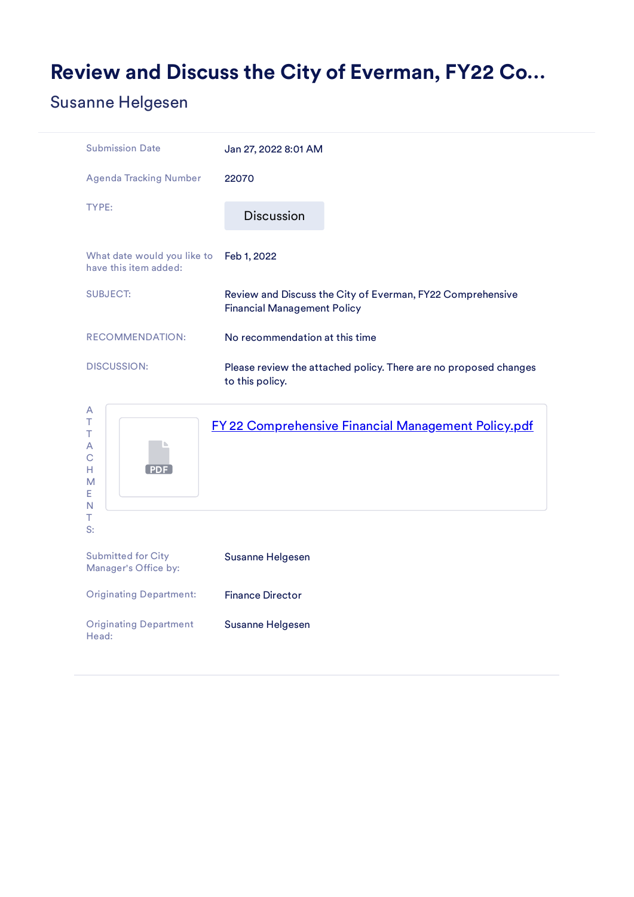# Review and Discuss the City of Everman, FY22 Co...

## Susanne Helgesen

| | |
|---|---|
| Submission Date | Jan 27, 2022 8:01 AM |
| Agenda Tracking Number | 22070 |
| TYPE: | Discussion |
| What date would you like to have this item added: | Feb 1, 2022 |
| SUBJECT: | Review and Discuss the City of Everman, FY22 Comprehensive Financial Management Policy |
| RECOMMENDATION: | No recommendation at this time |
| DISCUSSION: | Please review the attached policy. There are no proposed changes to this policy. |
| ATTACHMENTS: | FY 22 Comprehensive Financial Management Policy.pdf |
| Submitted for City Manager's Office by: | Susanne Helgesen |
| Originating Department: | Finance Director |
| Originating Department Head: | Susanne Helgesen |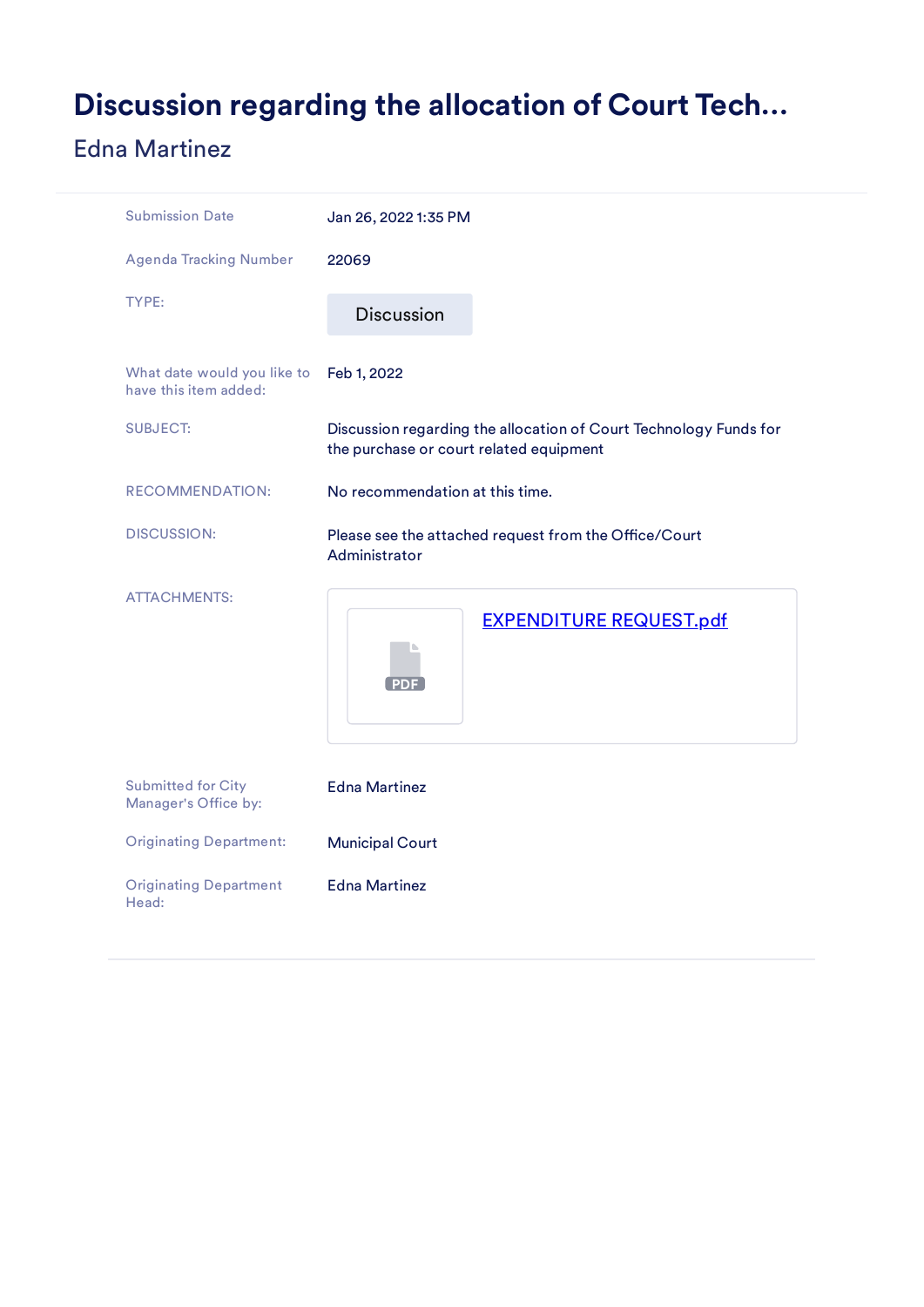# Discussion regarding the allocation of Court Tech...

Edna Martinez

| | |
|---|---|
| Submission Date | Jan 26, 2022 1:35 PM |
| Agenda Tracking Number | 22069 |
| TYPE: | Discussion |
| What date would you like to have this item added: | Feb 1, 2022 |
| SUBJECT: | Discussion regarding the allocation of Court Technology Funds for the purchase or court related equipment |
| RECOMMENDATION: | No recommendation at this time. |
| DISCUSSION: | Please see the attached request from the Office/Court Administrator |
| ATTACHMENTS: | PDF EXPENDITURE REQUEST.pdf |
| Submitted for City Manager's Office by: | Edna Martinez |
| Originating Department: | Municipal Court |
| Originating Department Head: | Edna Martinez |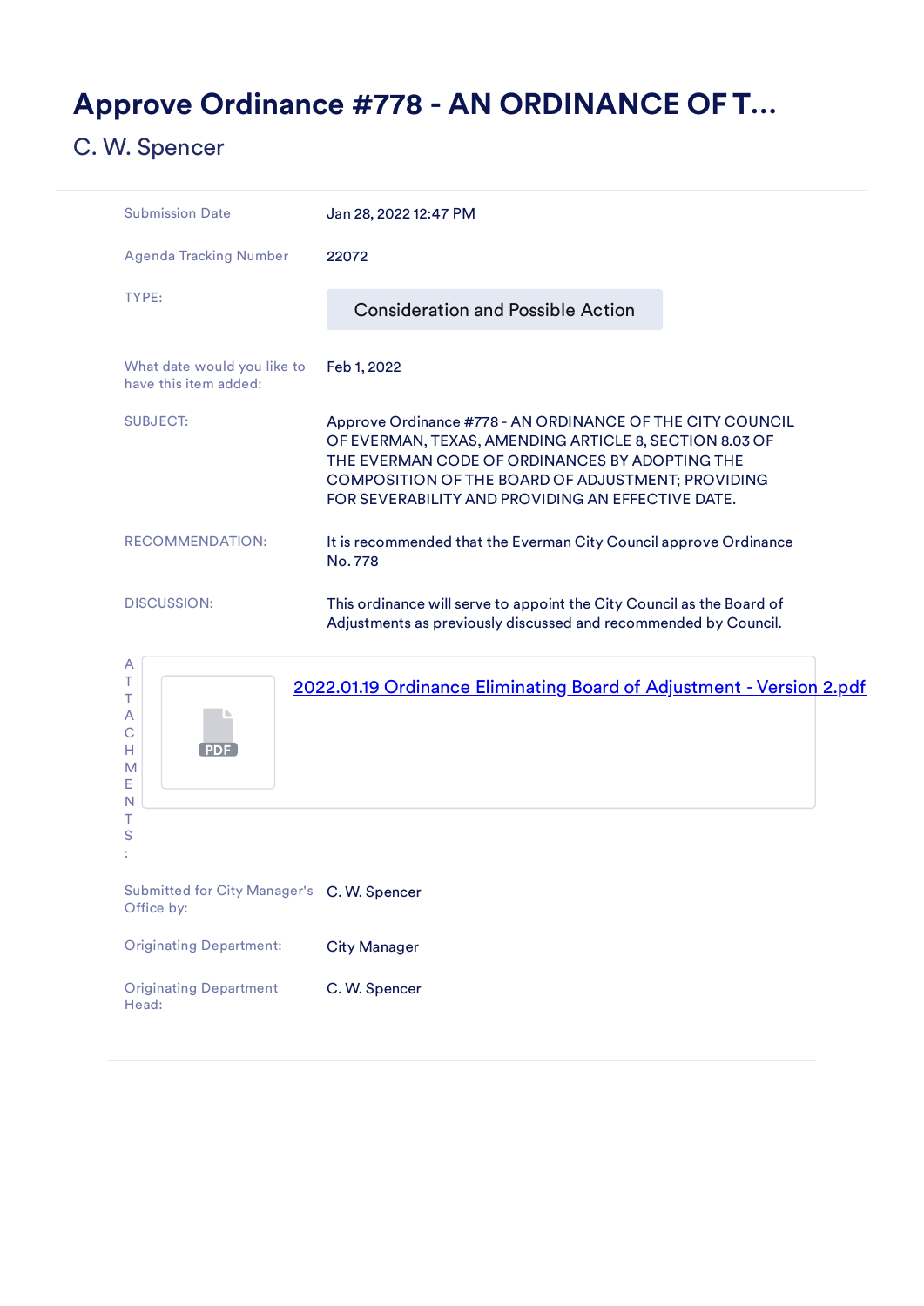# Approve Ordinance #778 - AN ORDINANCE OF T...

C. W. Spencer

| | |
|---|---|
| Submission Date | Jan 28, 2022 12:47 PM |
| Agenda Tracking Number | 22072 |
| TYPE: | Consideration and Possible Action |
| What date would you like to have this item added: | Feb 1, 2022 |
| SUBJECT: | Approve Ordinance #778 - AN ORDINANCE OF THE CITY COUNCIL OF EVERMAN, TEXAS, AMENDING ARTICLE 8, SECTION 8.03 OF THE EVERMAN CODE OF ORDINANCES BY ADOPTING THE COMPOSITION OF THE BOARD OF ADJUSTMENT; PROVIDING FOR SEVERABILITY AND PROVIDING AN EFFECTIVE DATE. |
| RECOMMENDATION: | It is recommended that the Everman City Council approve Ordinance No. 778 |
| DISCUSSION: | This ordinance will serve to appoint the City Council as the Board of Adjustments as previously discussed and recommended by Council. |
| ATTACHMENTS: | 2022.01.19 Ordinance Eliminating Board of Adjustment - Version 2.pdf |
| Submitted for City Manager's Office by: | C. W. Spencer |
| Originating Department: | City Manager |
| Originating Department Head: | C. W. Spencer |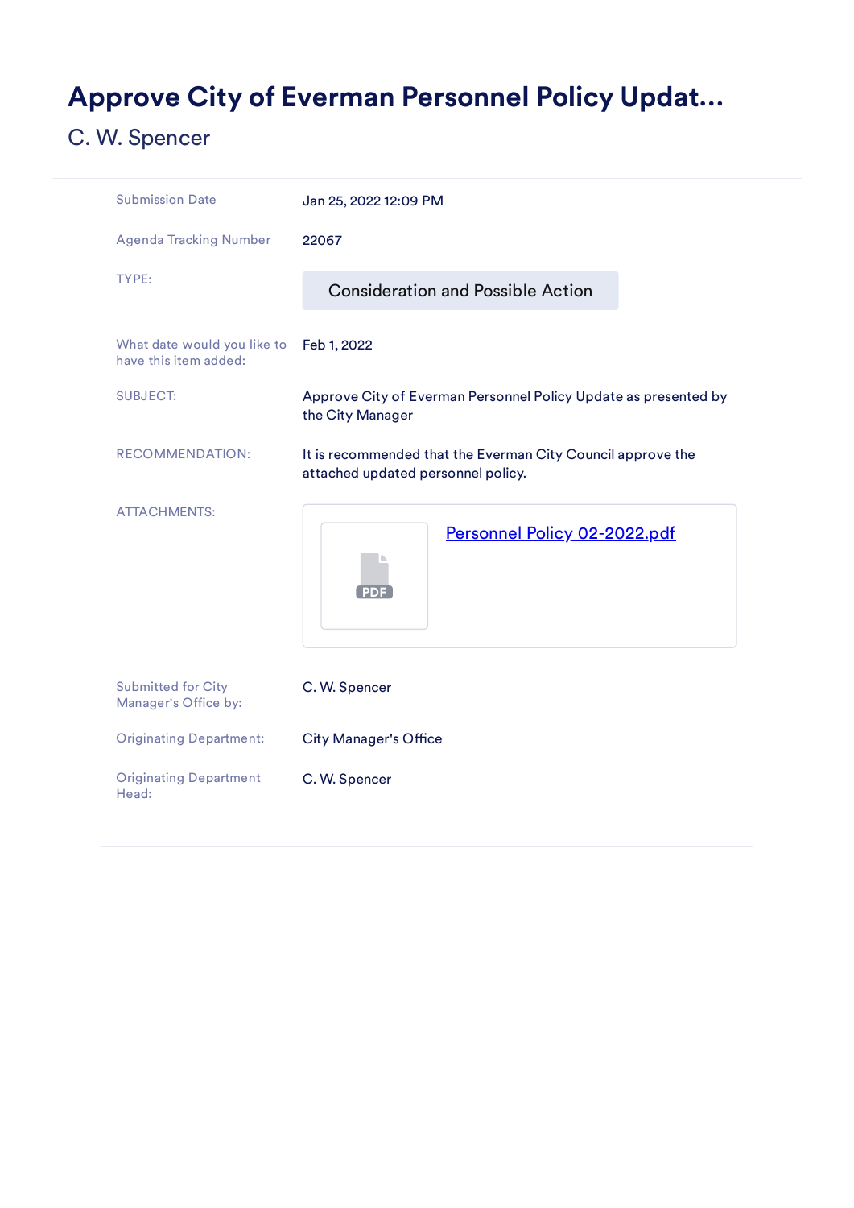# Approve City of Everman Personnel Policy Updat...

C. W. Spencer

| | |
|---|---|
| Submission Date | Jan 25, 2022 12:09 PM |
| Agenda Tracking Number | 22067 |
| TYPE: | Consideration and Possible Action |
| What date would you like to have this item added: | Feb 1, 2022 |
| SUBJECT: | Approve City of Everman Personnel Policy Update as presented by the City Manager |
| RECOMMENDATION: | It is recommended that the Everman City Council approve the attached updated personnel policy. |
| ATTACHMENTS: | Personnel Policy 02-2022.pdf |
| Submitted for City Manager's Office by: | C. W. Spencer |
| Originating Department: | City Manager's Office |
| Originating Department Head: | C. W. Spencer |